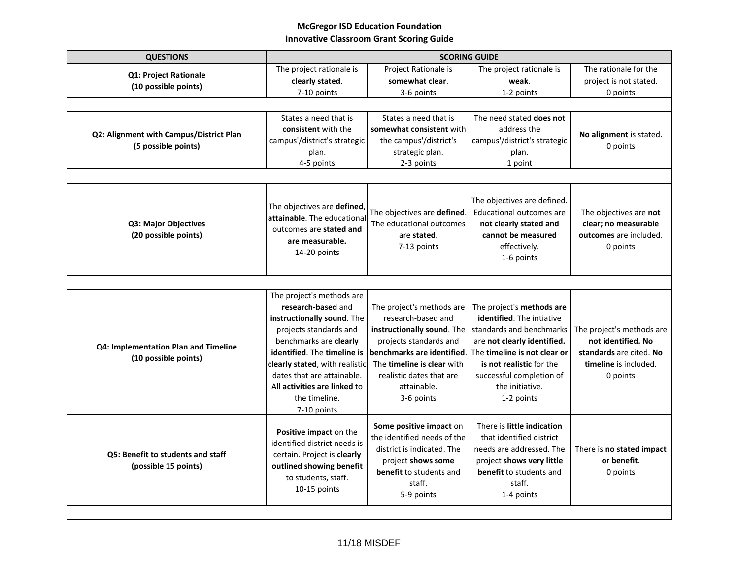**McGregor ISD Education Foundation**
**Innovative Classroom Grant Scoring Guide**

| QUESTIONS | SCORING GUIDE | | | |
|---|---|---|---|---|
| **Q1: Project Rationale (10 possible points)** | The project rationale is **clearly stated**. 7-10 points | Project Rationale is **somewhat clear**. 3-6 points | The project rationale is **weak**. 1-2 points | The rationale for the project is not stated. 0 points |
| | | | | |
| **Q2: Alignment with Campus/District Plan (5 possible points)** | States a need that is **consistent** with the campus'/district's strategic plan. 4-5 points | States a need that is **somewhat consistent** with the campus'/district's strategic plan. 2-3 points | The need stated **does not** address the campus'/district's strategic plan. 1 point | **No alignment** is stated. 0 points |
| | | | | |
| **Q3: Major Objectives (20 possible points)** | The objectives are **defined**, **attainable**. The educational outcomes are **stated and are measurable.** 14-20 points | The objectives are **defined**. The educational outcomes are **stated**. 7-13 points | The objectives are defined. Educational outcomes are **not clearly stated and cannot be measured** effectively. 1-6 points | The objectives are **not clear; no measurable outcomes** are included. 0 points |
| | | | | |
| **Q4: Implementation Plan and Timeline (10 possible points)** | The project's methods are **research-based** and **instructionally sound**. The projects standards and benchmarks are **clearly identified**. The **timeline is clearly stated**, with realistic dates that are attainable. All **activities are linked** to the timeline. 7-10 points | The project's methods are research-based and **instructionally sound**. The projects standards and **benchmarks are identified**. The **timeline is clear** with realistic dates that are attainable. 3-6 points | The project's **methods are identified**. The intiative standards and benchmarks are **not clearly identified.** The **timeline is not clear or is not realistic** for the successful completion of the initiative. 1-2 points | The project's methods are **not identified. No standards** are cited. **No timeline** is included. 0 points |
| **Q5: Benefit to students and staff (possible 15 points)** | **Positive impact** on the identified district needs is certain. Project is **clearly outlined showing benefit** to students, staff. 10-15 points | **Some positive impact** on the identified needs of the district is indicated. The project **shows some benefit** to students and staff. 5-9 points | There is **little indication** that identified district needs are addressed. The project **shows very little benefit** to students and staff. 1-4 points | There is **no stated impact or benefit**. 0 points |
| | | | | |

11/18 MISDEF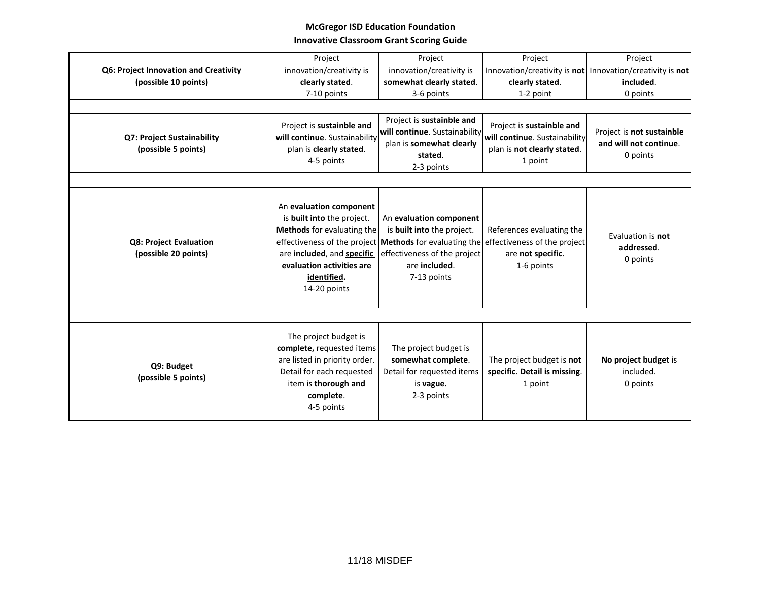**McGregor ISD Education Foundation**
**Innovative Classroom Grant Scoring Guide**

| | | | | |
|---|---|---|---|---|
| **Q6: Project Innovation and Creativity (possible 10 points)** | Project innovation/creativity is **clearly stated**. 7-10 points | Project innovation/creativity is **somewhat clearly stated**. 3-6 points | Project Innovation/creativity is **not clearly stated**. 1-2 point | Project Innovation/creativity is **not included**. 0 points |
| | | | | |
| **Q7: Project Sustainability (possible 5 points)** | Project is **sustainble and will continue**. Sustainability plan is **clearly stated**. 4-5 points | Project is **sustainble and will continue**. Sustainability plan is **somewhat clearly stated**. 2-3 points | Project is **sustainble and will continue**. Sustainability plan is **not clearly stated**. 1 point | Project is **not sustainble and will not continue**. 0 points |
| | | | | |
| **Q8: Project Evaluation (possible 20 points)** | An **evaluation component** is **built into** the project. **Methods** for evaluating the effectiveness of the project are **included**, and **specific evaluation activities are identified.** 14-20 points | An **evaluation component** is **built into** the project. **Methods** for evaluating the effectiveness of the project are **included**. 7-13 points | References evaluating the effectiveness of the project are **not specific**. 1-6 points | Evaluation is **not addressed**. 0 points |
| | | | | |
| **Q9: Budget (possible 5 points)** | The project budget is **complete,** requested items are listed in priority order. Detail for each requested item is **thorough and complete**. 4-5 points | The project budget is **somewhat complete**. Detail for requested items is **vague.** 2-3 points | The project budget is **not specific**. **Detail is missing**. 1 point | **No project budget** is included. 0 points |

11/18 MISDEF